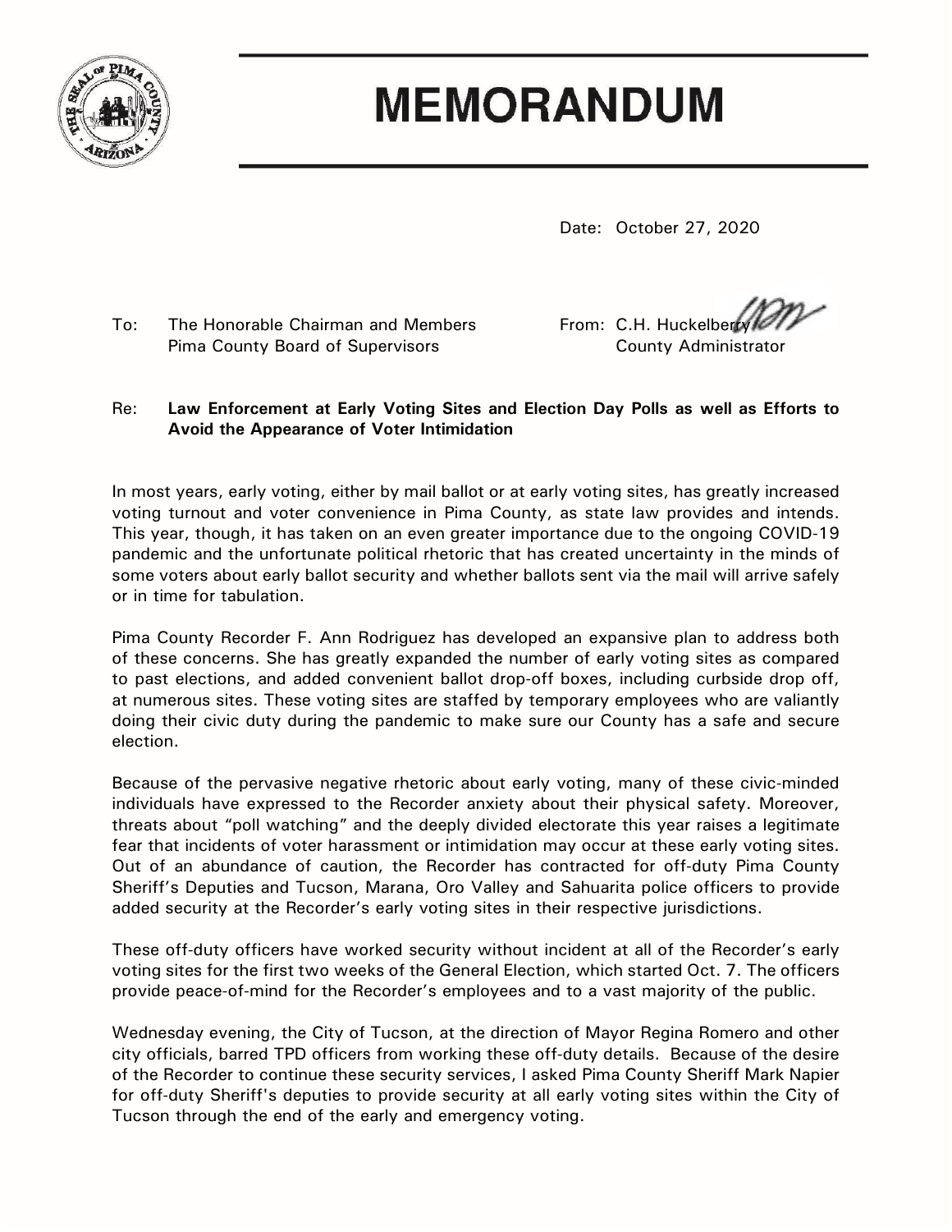# MEMORANDUM

Date: October 27, 2020

To: The Honorable Chairman and Members
Pima County Board of Supervisors

From: C.H. Huckelberry
County Administrator

Re: **Law Enforcement at Early Voting Sites and Election Day Polls as well as Efforts to Avoid the Appearance of Voter Intimidation**

In most years, early voting, either by mail ballot or at early voting sites, has greatly increased voting turnout and voter convenience in Pima County, as state law provides and intends. This year, though, it has taken on an even greater importance due to the ongoing COVID-19 pandemic and the unfortunate political rhetoric that has created uncertainty in the minds of some voters about early ballot security and whether ballots sent via the mail will arrive safely or in time for tabulation.

Pima County Recorder F. Ann Rodriguez has developed an expansive plan to address both of these concerns. She has greatly expanded the number of early voting sites as compared to past elections, and added convenient ballot drop-off boxes, including curbside drop off, at numerous sites. These voting sites are staffed by temporary employees who are valiantly doing their civic duty during the pandemic to make sure our County has a safe and secure election.

Because of the pervasive negative rhetoric about early voting, many of these civic-minded individuals have expressed to the Recorder anxiety about their physical safety. Moreover, threats about "poll watching" and the deeply divided electorate this year raises a legitimate fear that incidents of voter harassment or intimidation may occur at these early voting sites. Out of an abundance of caution, the Recorder has contracted for off-duty Pima County Sheriff's Deputies and Tucson, Marana, Oro Valley and Sahuarita police officers to provide added security at the Recorder's early voting sites in their respective jurisdictions.

These off-duty officers have worked security without incident at all of the Recorder's early voting sites for the first two weeks of the General Election, which started Oct. 7. The officers provide peace-of-mind for the Recorder's employees and to a vast majority of the public.

Wednesday evening, the City of Tucson, at the direction of Mayor Regina Romero and other city officials, barred TPD officers from working these off-duty details. Because of the desire of the Recorder to continue these security services, I asked Pima County Sheriff Mark Napier for off-duty Sheriff's deputies to provide security at all early voting sites within the City of Tucson through the end of the early and emergency voting.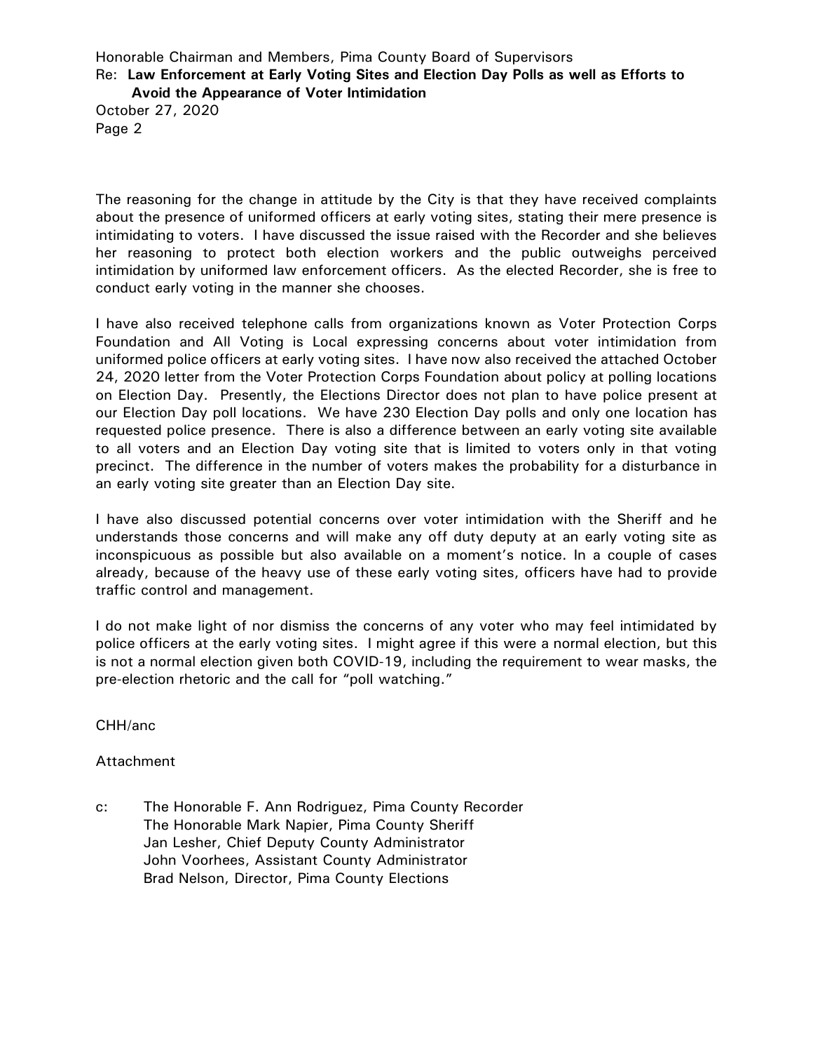The reasoning for the change in attitude by the City is that they have received complaints about the presence of uniformed officers at early voting sites, stating their mere presence is intimidating to voters. I have discussed the issue raised with the Recorder and she believes her reasoning to protect both election workers and the public outweighs perceived intimidation by uniformed law enforcement officers. As the elected Recorder, she is free to conduct early voting in the manner she chooses.

I have also received telephone calls from organizations known as Voter Protection Corps Foundation and All Voting is Local expressing concerns about voter intimidation from uniformed police officers at early voting sites. I have now also received the attached October 24, 2020 letter from the Voter Protection Corps Foundation about policy at polling locations on Election Day. Presently, the Elections Director does not plan to have police present at our Election Day poll locations. We have 230 Election Day polls and only one location has requested police presence. There is also a difference between an early voting site available to all voters and an Election Day voting site that is limited to voters only in that voting precinct. The difference in the number of voters makes the probability for a disturbance in an early voting site greater than an Election Day site.

I have also discussed potential concerns over voter intimidation with the Sheriff and he understands those concerns and will make any off duty deputy at an early voting site as inconspicuous as possible but also available on a moment's notice. In a couple of cases already, because of the heavy use of these early voting sites, officers have had to provide traffic control and management.

I do not make light of nor dismiss the concerns of any voter who may feel intimidated by police officers at the early voting sites. I might agree if this were a normal election, but this is not a normal election given both COVID-19, including the requirement to wear masks, the pre-election rhetoric and the call for "poll watching."

CHH/anc

Attachment

c: The Honorable F. Ann Rodriguez, Pima County Recorder
The Honorable Mark Napier, Pima County Sheriff
Jan Lesher, Chief Deputy County Administrator
John Voorhees, Assistant County Administrator
Brad Nelson, Director, Pima County Elections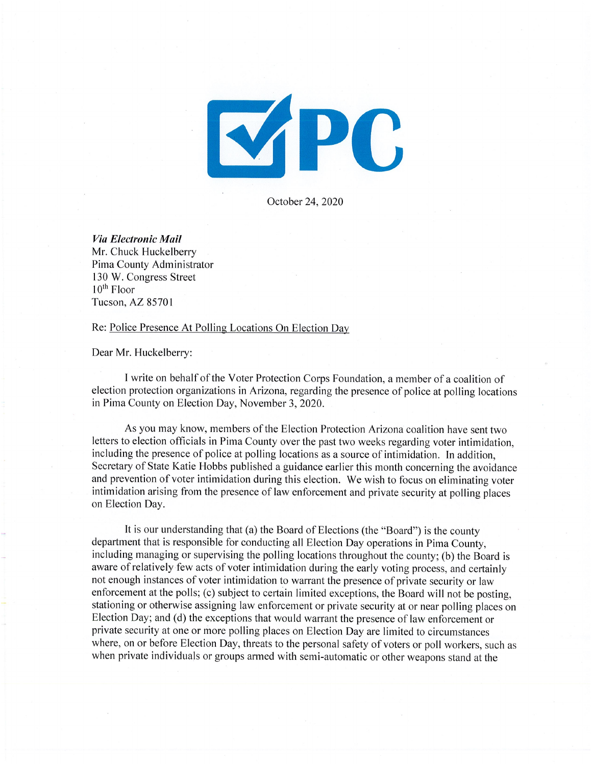October 24, 2020

***Via Electronic Mail***
Mr. Chuck Huckelberry
Pima County Administrator
130 W. Congress Street
10th Floor
Tucson, AZ 85701

Re: Police Presence At Polling Locations On Election Day

Dear Mr. Huckelberry:

I write on behalf of the Voter Protection Corps Foundation, a member of a coalition of election protection organizations in Arizona, regarding the presence of police at polling locations in Pima County on Election Day, November 3, 2020.

As you may know, members of the Election Protection Arizona coalition have sent two letters to election officials in Pima County over the past two weeks regarding voter intimidation, including the presence of police at polling locations as a source of intimidation. In addition, Secretary of State Katie Hobbs published a guidance earlier this month concerning the avoidance and prevention of voter intimidation during this election. We wish to focus on eliminating voter intimidation arising from the presence of law enforcement and private security at polling places on Election Day.

It is our understanding that (a) the Board of Elections (the "Board") is the county department that is responsible for conducting all Election Day operations in Pima County, including managing or supervising the polling locations throughout the county; (b) the Board is aware of relatively few acts of voter intimidation during the early voting process, and certainly not enough instances of voter intimidation to warrant the presence of private security or law enforcement at the polls; (c) subject to certain limited exceptions, the Board will not be posting, stationing or otherwise assigning law enforcement or private security at or near polling places on Election Day; and (d) the exceptions that would warrant the presence of law enforcement or private security at one or more polling places on Election Day are limited to circumstances where, on or before Election Day, threats to the personal safety of voters or poll workers, such as when private individuals or groups armed with semi-automatic or other weapons stand at the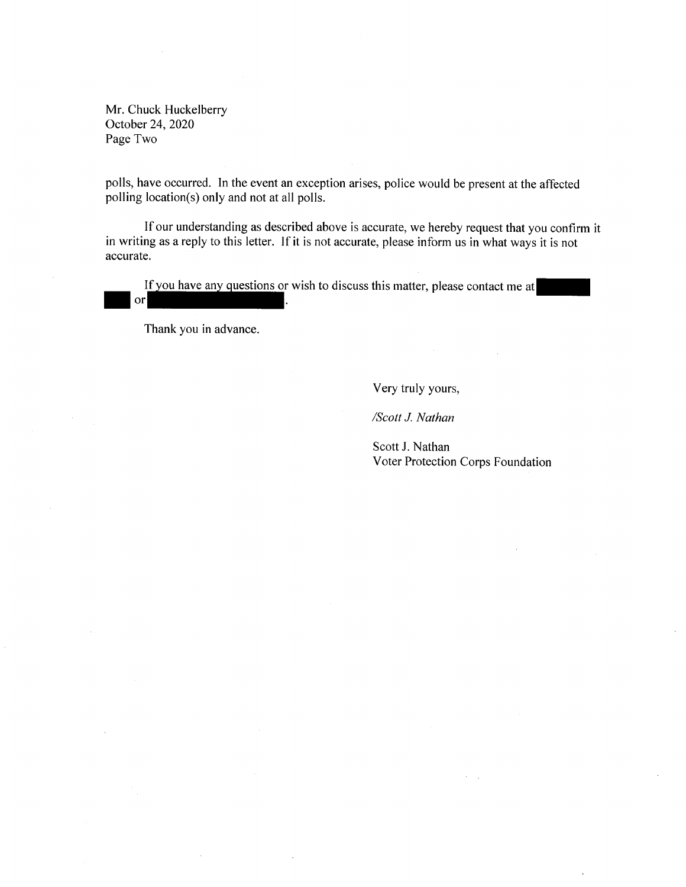Mr. Chuck Huckelberry
October 24, 2020
Page Two

polls, have occurred. In the event an exception arises, police would be present at the affected polling location(s) only and not at all polls.

If our understanding as described above is accurate, we hereby request that you confirm it in writing as a reply to this letter. If it is not accurate, please inform us in what ways it is not accurate.

If you have any questions or wish to discuss this matter, please contact me at [REDACTED] or [REDACTED].

Thank you in advance.

Very truly yours,

*/Scott J. Nathan*

Scott J. Nathan
Voter Protection Corps Foundation